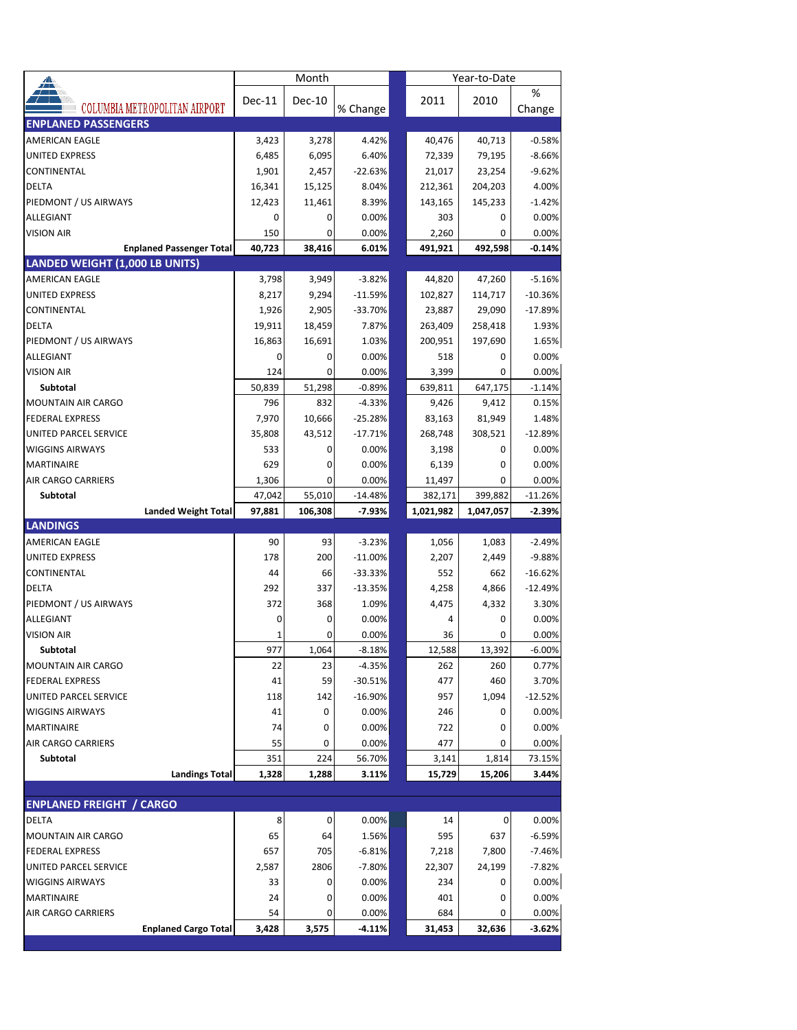| COLUMBIA METROPOLITAN AIRPORT | Month | | | Year-to-Date | | |
|---|---|---|---|---|---|---|
| | Dec-11 | Dec-10 | % Change | 2011 | 2010 | % Change |
| **ENPLANED PASSENGERS** | | | | | | |
| AMERICAN EAGLE | 3,423 | 3,278 | 4.42% | 40,476 | 40,713 | -0.58% |
| UNITED EXPRESS | 6,485 | 6,095 | 6.40% | 72,339 | 79,195 | -8.66% |
| CONTINENTAL | 1,901 | 2,457 | -22.63% | 21,017 | 23,254 | -9.62% |
| DELTA | 16,341 | 15,125 | 8.04% | 212,361 | 204,203 | 4.00% |
| PIEDMONT / US AIRWAYS | 12,423 | 11,461 | 8.39% | 143,165 | 145,233 | -1.42% |
| ALLEGIANT | 0 | 0 | 0.00% | 303 | 0 | 0.00% |
| VISION AIR | 150 | 0 | 0.00% | 2,260 | 0 | 0.00% |
| **Enplaned Passenger Total** | **40,723** | **38,416** | **6.01%** | **491,921** | **492,598** | **-0.14%** |
| **LANDED WEIGHT (1,000 LB UNITS)** | | | | | | |
| AMERICAN EAGLE | 3,798 | 3,949 | -3.82% | 44,820 | 47,260 | -5.16% |
| UNITED EXPRESS | 8,217 | 9,294 | -11.59% | 102,827 | 114,717 | -10.36% |
| CONTINENTAL | 1,926 | 2,905 | -33.70% | 23,887 | 29,090 | -17.89% |
| DELTA | 19,911 | 18,459 | 7.87% | 263,409 | 258,418 | 1.93% |
| PIEDMONT / US AIRWAYS | 16,863 | 16,691 | 1.03% | 200,951 | 197,690 | 1.65% |
| ALLEGIANT | 0 | 0 | 0.00% | 518 | 0 | 0.00% |
| VISION AIR | 124 | 0 | 0.00% | 3,399 | 0 | 0.00% |
| **Subtotal** | 50,839 | 51,298 | -0.89% | 639,811 | 647,175 | -1.14% |
| MOUNTAIN AIR CARGO | 796 | 832 | -4.33% | 9,426 | 9,412 | 0.15% |
| FEDERAL EXPRESS | 7,970 | 10,666 | -25.28% | 83,163 | 81,949 | 1.48% |
| UNITED PARCEL SERVICE | 35,808 | 43,512 | -17.71% | 268,748 | 308,521 | -12.89% |
| WIGGINS AIRWAYS | 533 | 0 | 0.00% | 3,198 | 0 | 0.00% |
| MARTINAIRE | 629 | 0 | 0.00% | 6,139 | 0 | 0.00% |
| AIR CARGO CARRIERS | 1,306 | 0 | 0.00% | 11,497 | 0 | 0.00% |
| **Subtotal** | 47,042 | 55,010 | -14.48% | 382,171 | 399,882 | -11.26% |
| **Landed Weight Total** | **97,881** | **106,308** | **-7.93%** | **1,021,982** | **1,047,057** | **-2.39%** |
| **LANDINGS** | | | | | | |
| AMERICAN EAGLE | 90 | 93 | -3.23% | 1,056 | 1,083 | -2.49% |
| UNITED EXPRESS | 178 | 200 | -11.00% | 2,207 | 2,449 | -9.88% |
| CONTINENTAL | 44 | 66 | -33.33% | 552 | 662 | -16.62% |
| DELTA | 292 | 337 | -13.35% | 4,258 | 4,866 | -12.49% |
| PIEDMONT / US AIRWAYS | 372 | 368 | 1.09% | 4,475 | 4,332 | 3.30% |
| ALLEGIANT | 0 | 0 | 0.00% | 4 | 0 | 0.00% |
| VISION AIR | 1 | 0 | 0.00% | 36 | 0 | 0.00% |
| **Subtotal** | 977 | 1,064 | -8.18% | 12,588 | 13,392 | -6.00% |
| MOUNTAIN AIR CARGO | 22 | 23 | -4.35% | 262 | 260 | 0.77% |
| FEDERAL EXPRESS | 41 | 59 | -30.51% | 477 | 460 | 3.70% |
| UNITED PARCEL SERVICE | 118 | 142 | -16.90% | 957 | 1,094 | -12.52% |
| WIGGINS AIRWAYS | 41 | 0 | 0.00% | 246 | 0 | 0.00% |
| MARTINAIRE | 74 | 0 | 0.00% | 722 | 0 | 0.00% |
| AIR CARGO CARRIERS | 55 | 0 | 0.00% | 477 | 0 | 0.00% |
| **Subtotal** | 351 | 224 | 56.70% | 3,141 | 1,814 | 73.15% |
| **Landings Total** | **1,328** | **1,288** | **3.11%** | **15,729** | **15,206** | **3.44%** |
| **ENPLANED FREIGHT / CARGO** | | | | | | |
| DELTA | 8 | 0 | 0.00% | 14 | 0 | 0.00% |
| MOUNTAIN AIR CARGO | 65 | 64 | 1.56% | 595 | 637 | -6.59% |
| FEDERAL EXPRESS | 657 | 705 | -6.81% | 7,218 | 7,800 | -7.46% |
| UNITED PARCEL SERVICE | 2,587 | 2806 | -7.80% | 22,307 | 24,199 | -7.82% |
| WIGGINS AIRWAYS | 33 | 0 | 0.00% | 234 | 0 | 0.00% |
| MARTINAIRE | 24 | 0 | 0.00% | 401 | 0 | 0.00% |
| AIR CARGO CARRIERS | 54 | 0 | 0.00% | 684 | 0 | 0.00% |
| **Enplaned Cargo Total** | **3,428** | **3,575** | **-4.11%** | **31,453** | **32,636** | **-3.62%** |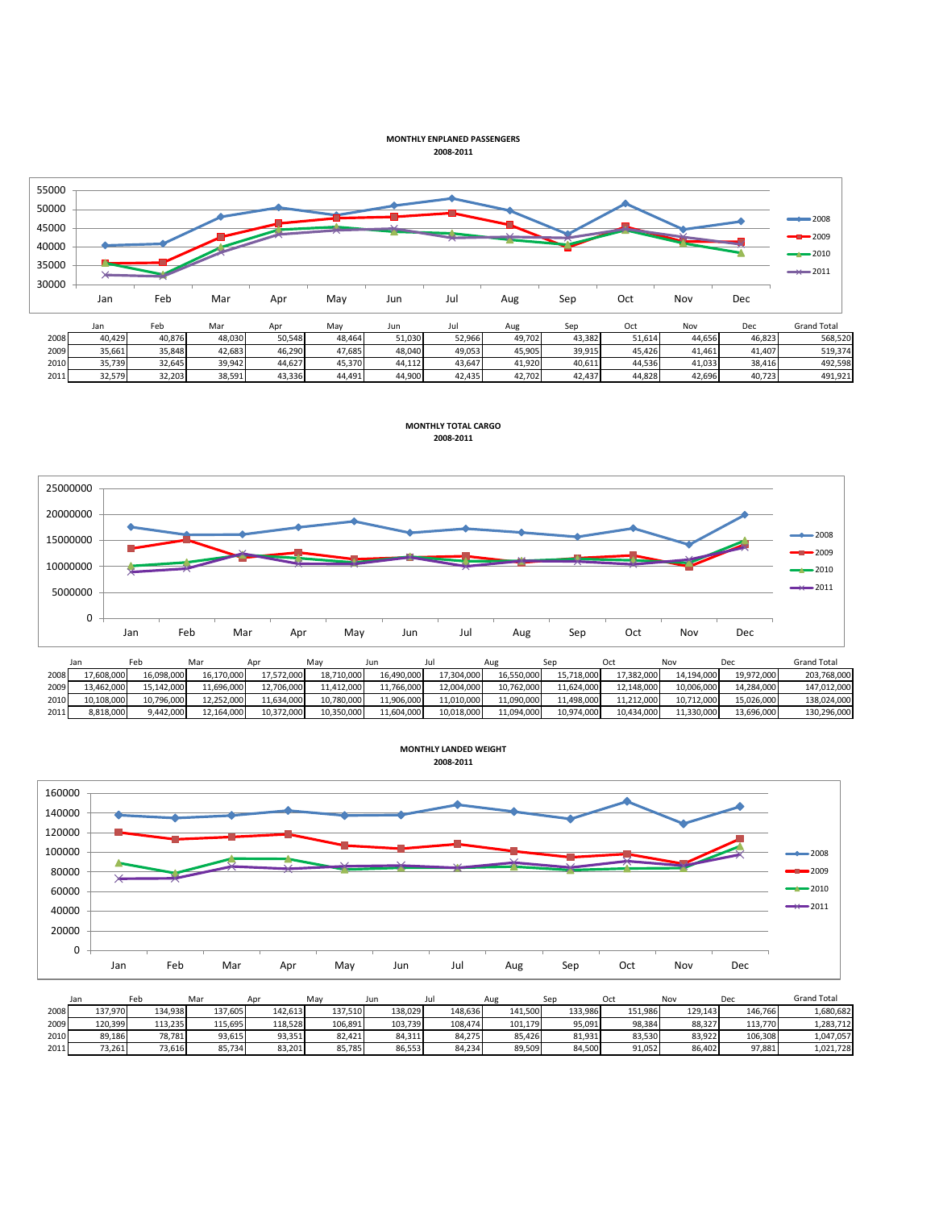**MONTHLY ENPLANED PASSENGERS**
**2008-2011**

| | Jan | Feb | Mar | Apr | May | Jun | Jul | Aug | Sep | Oct | Nov | Dec | Grand Total |
|---|---|---|---|---|---|---|---|---|---|---|---|---|---|
| 2008 | 40,429 | 40,876 | 48,030 | 50,548 | 48,464 | 51,030 | 52,966 | 49,702 | 43,382 | 51,614 | 44,656 | 46,823 | 568,520 |
| 2009 | 35,661 | 35,848 | 42,683 | 46,290 | 47,685 | 48,040 | 49,053 | 45,905 | 39,915 | 45,426 | 41,461 | 41,407 | 519,374 |
| 2010 | 35,739 | 32,645 | 39,942 | 44,627 | 45,370 | 44,112 | 43,647 | 41,920 | 40,611 | 44,536 | 41,033 | 38,416 | 492,598 |
| 2011 | 32,579 | 32,203 | 38,591 | 43,336 | 44,491 | 44,900 | 42,435 | 42,702 | 42,437 | 44,828 | 42,696 | 40,723 | 491,921 |

**MONTHLY TOTAL CARGO**
**2008-2011**

| | Jan | Feb | Mar | Apr | May | Jun | Jul | Aug | Sep | Oct | Nov | Dec | Grand Total |
|---|---|---|---|---|---|---|---|---|---|---|---|---|---|
| 2008 | 17,608,000 | 16,098,000 | 16,170,000 | 17,572,000 | 18,710,000 | 16,490,000 | 17,304,000 | 16,550,000 | 15,718,000 | 17,382,000 | 14,194,000 | 19,972,000 | 203,768,000 |
| 2009 | 13,462,000 | 15,142,000 | 11,696,000 | 12,706,000 | 11,412,000 | 11,766,000 | 12,004,000 | 10,762,000 | 11,624,000 | 12,148,000 | 10,006,000 | 14,284,000 | 147,012,000 |
| 2010 | 10,108,000 | 10,796,000 | 12,252,000 | 11,634,000 | 10,780,000 | 11,906,000 | 11,010,000 | 11,090,000 | 11,498,000 | 11,212,000 | 10,712,000 | 15,026,000 | 138,024,000 |
| 2011 | 8,818,000 | 9,442,000 | 12,164,000 | 10,372,000 | 10,350,000 | 11,604,000 | 10,018,000 | 11,094,000 | 10,974,000 | 10,434,000 | 11,330,000 | 13,696,000 | 130,296,000 |

**MONTHLY LANDED WEIGHT**
**2008-2011**

| | Jan | Feb | Mar | Apr | May | Jun | Jul | Aug | Sep | Oct | Nov | Dec | Grand Total |
|---|---|---|---|---|---|---|---|---|---|---|---|---|---|
| 2008 | 137,970 | 134,938 | 137,605 | 142,613 | 137,510 | 138,029 | 148,636 | 141,500 | 133,986 | 151,986 | 129,143 | 146,766 | 1,680,682 |
| 2009 | 120,399 | 113,235 | 115,695 | 118,528 | 106,891 | 103,739 | 108,474 | 101,179 | 95,091 | 98,384 | 88,327 | 113,770 | 1,283,712 |
| 2010 | 89,186 | 78,781 | 93,615 | 93,351 | 82,421 | 84,311 | 84,275 | 85,426 | 81,931 | 83,530 | 83,922 | 106,308 | 1,047,057 |
| 2011 | 73,261 | 73,616 | 85,734 | 83,201 | 85,785 | 86,553 | 84,234 | 89,509 | 84,500 | 91,052 | 86,402 | 97,881 | 1,021,728 |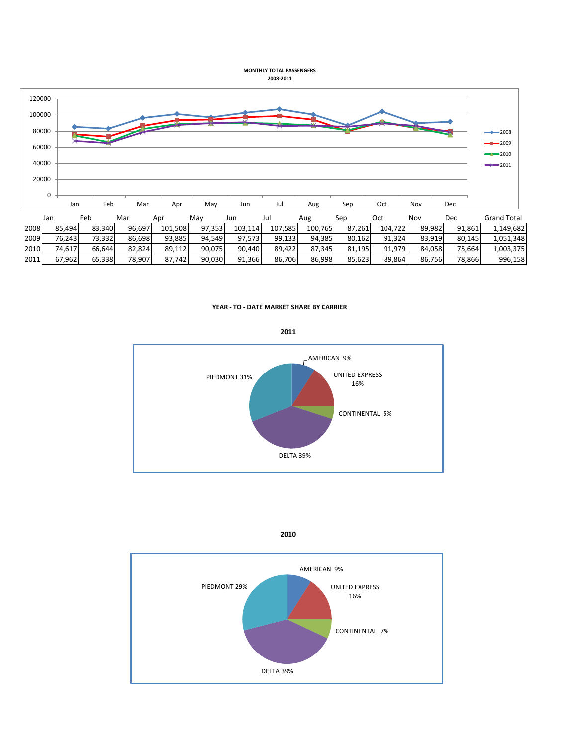**MONTHLY TOTAL PASSENGERS**
**2008-2011**

| | Jan | Feb | Mar | Apr | May | Jun | Jul | Aug | Sep | Oct | Nov | Dec | Grand Total |
|---|---|---|---|---|---|---|---|---|---|---|---|---|---|
| 2008 | 85,494 | 83,340 | 96,697 | 101,508 | 97,353 | 103,114 | 107,585 | 100,765 | 87,261 | 104,722 | 89,982 | 91,861 | 1,149,682 |
| 2009 | 76,243 | 73,332 | 86,698 | 93,885 | 94,549 | 97,573 | 99,133 | 94,385 | 80,162 | 91,324 | 83,919 | 80,145 | 1,051,348 |
| 2010 | 74,617 | 66,644 | 82,824 | 89,112 | 90,075 | 90,440 | 89,422 | 87,345 | 81,195 | 91,979 | 84,058 | 75,664 | 1,003,375 |
| 2011 | 67,962 | 65,338 | 78,907 | 87,742 | 90,030 | 91,366 | 86,706 | 86,998 | 85,623 | 89,864 | 86,756 | 78,866 | 996,158 |

**YEAR - TO - DATE MARKET SHARE BY CARRIER**

**2011**

AMERICAN 9%
UNITED EXPRESS 16%
CONTINENTAL 5%
DELTA 39%
PIEDMONT 31%

**2010**

AMERICAN 9%
UNITED EXPRESS 16%
CONTINENTAL 7%
DELTA 39%
PIEDMONT 29%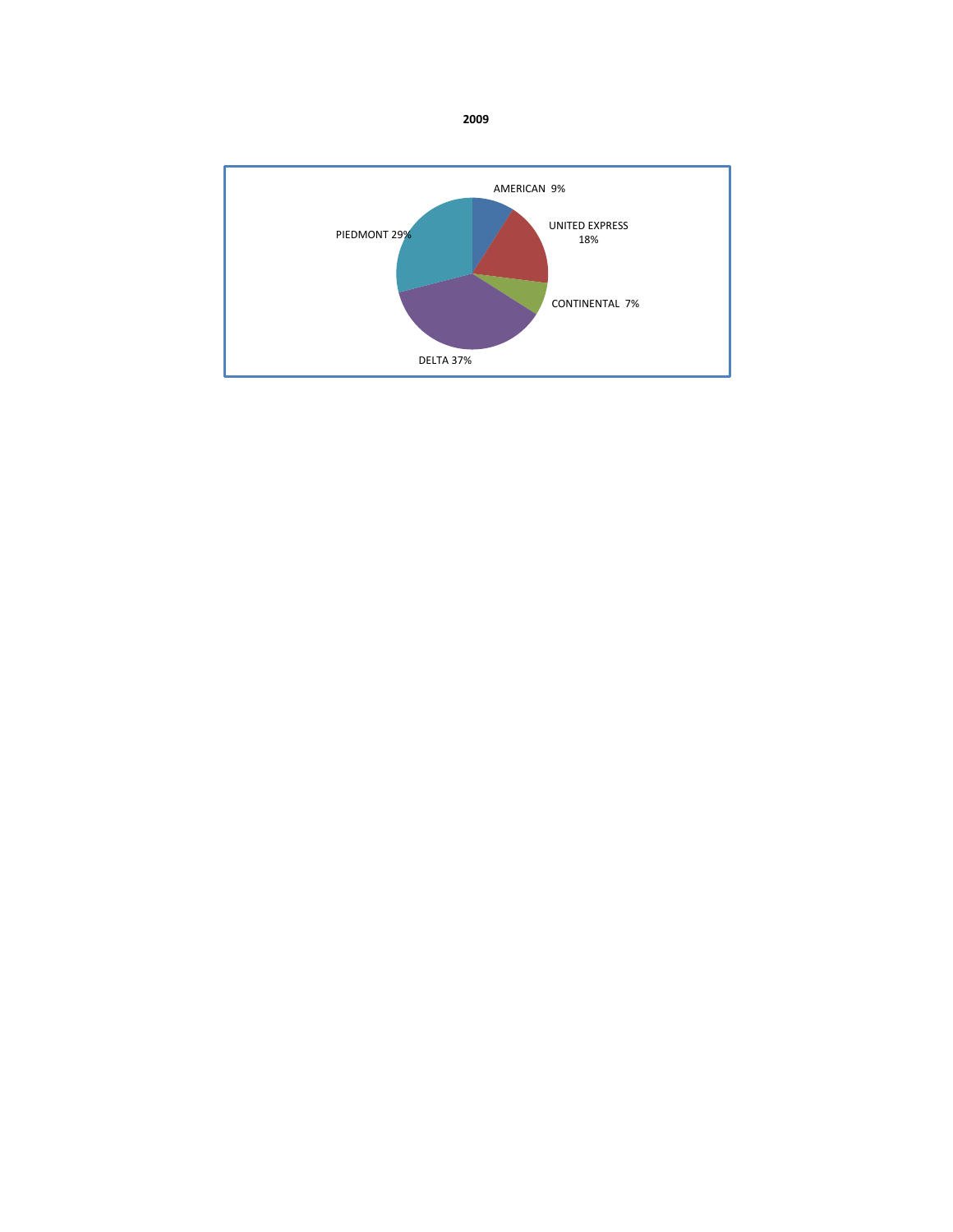**2009**

AMERICAN 9%

UNITED EXPRESS 18%

CONTINENTAL 7%

DELTA 37%

PIEDMONT 29%